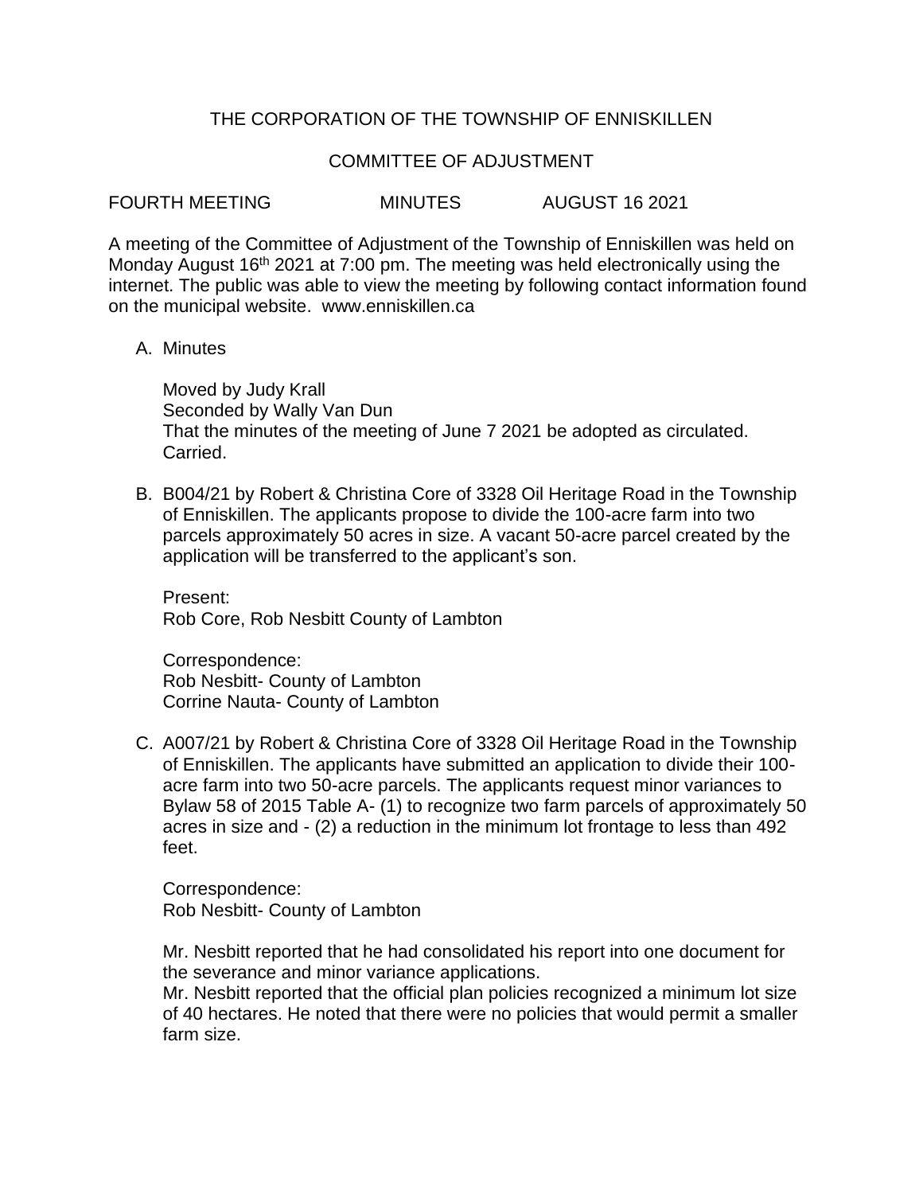# THE CORPORATION OF THE TOWNSHIP OF ENNISKILLEN

## COMMITTEE OF ADJUSTMENT

FOURTH MEETING MINUTES AUGUST 16 2021

A meeting of the Committee of Adjustment of the Township of Enniskillen was held on Monday August 16th 2021 at 7:00 pm. The meeting was held electronically using the internet. The public was able to view the meeting by following contact information found on the municipal website. www.enniskillen.ca

A. Minutes

   Moved by Judy Krall
   Seconded by Wally Van Dun
   That the minutes of the meeting of June 7 2021 be adopted as circulated.
   Carried.

B. B004/21 by Robert & Christina Core of 3328 Oil Heritage Road in the Township of Enniskillen. The applicants propose to divide the 100-acre farm into two parcels approximately 50 acres in size. A vacant 50-acre parcel created by the application will be transferred to the applicant's son.

   Present:
   Rob Core, Rob Nesbitt County of Lambton

   Correspondence:
   Rob Nesbitt- County of Lambton
   Corrine Nauta- County of Lambton

C. A007/21 by Robert & Christina Core of 3328 Oil Heritage Road in the Township of Enniskillen. The applicants have submitted an application to divide their 100-acre farm into two 50-acre parcels. The applicants request minor variances to Bylaw 58 of 2015 Table A- (1) to recognize two farm parcels of approximately 50 acres in size and - (2) a reduction in the minimum lot frontage to less than 492 feet.

   Correspondence:
   Rob Nesbitt- County of Lambton

   Mr. Nesbitt reported that he had consolidated his report into one document for the severance and minor variance applications.
   Mr. Nesbitt reported that the official plan policies recognized a minimum lot size of 40 hectares. He noted that there were no policies that would permit a smaller farm size.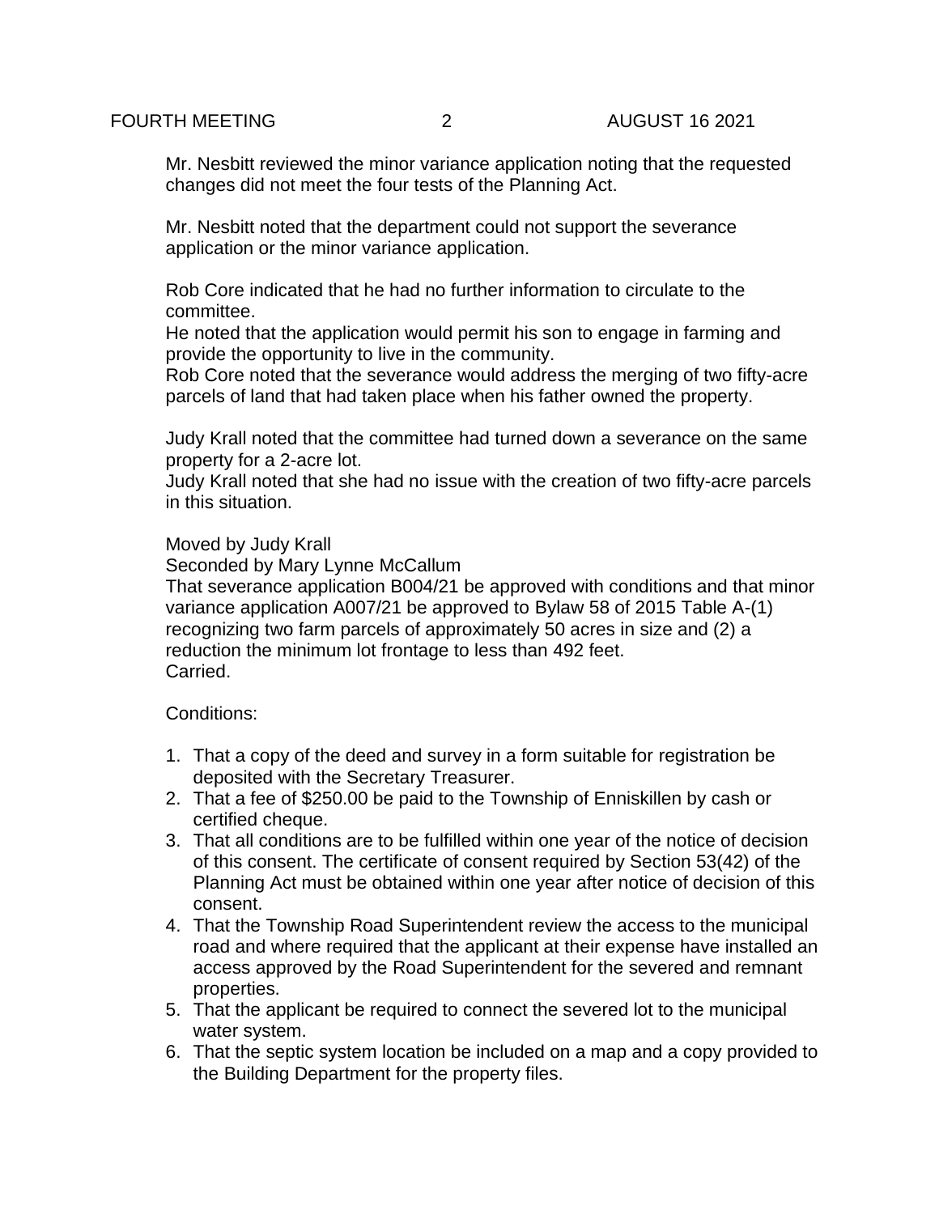Mr. Nesbitt reviewed the minor variance application noting that the requested changes did not meet the four tests of the Planning Act.

Mr. Nesbitt noted that the department could not support the severance application or the minor variance application.

Rob Core indicated that he had no further information to circulate to the committee.
He noted that the application would permit his son to engage in farming and provide the opportunity to live in the community.
Rob Core noted that the severance would address the merging of two fifty-acre parcels of land that had taken place when his father owned the property.

Judy Krall noted that the committee had turned down a severance on the same property for a 2-acre lot.
Judy Krall noted that she had no issue with the creation of two fifty-acre parcels in this situation.

Moved by Judy Krall
Seconded by Mary Lynne McCallum
That severance application B004/21 be approved with conditions and that minor variance application A007/21 be approved to Bylaw 58 of 2015 Table A-(1) recognizing two farm parcels of approximately 50 acres in size and (2) a reduction the minimum lot frontage to less than 492 feet.
Carried.

Conditions:

1. That a copy of the deed and survey in a form suitable for registration be deposited with the Secretary Treasurer.
2. That a fee of $250.00 be paid to the Township of Enniskillen by cash or certified cheque.
3. That all conditions are to be fulfilled within one year of the notice of decision of this consent. The certificate of consent required by Section 53(42) of the Planning Act must be obtained within one year after notice of decision of this consent.
4. That the Township Road Superintendent review the access to the municipal road and where required that the applicant at their expense have installed an access approved by the Road Superintendent for the severed and remnant properties.
5. That the applicant be required to connect the severed lot to the municipal water system.
6. That the septic system location be included on a map and a copy provided to the Building Department for the property files.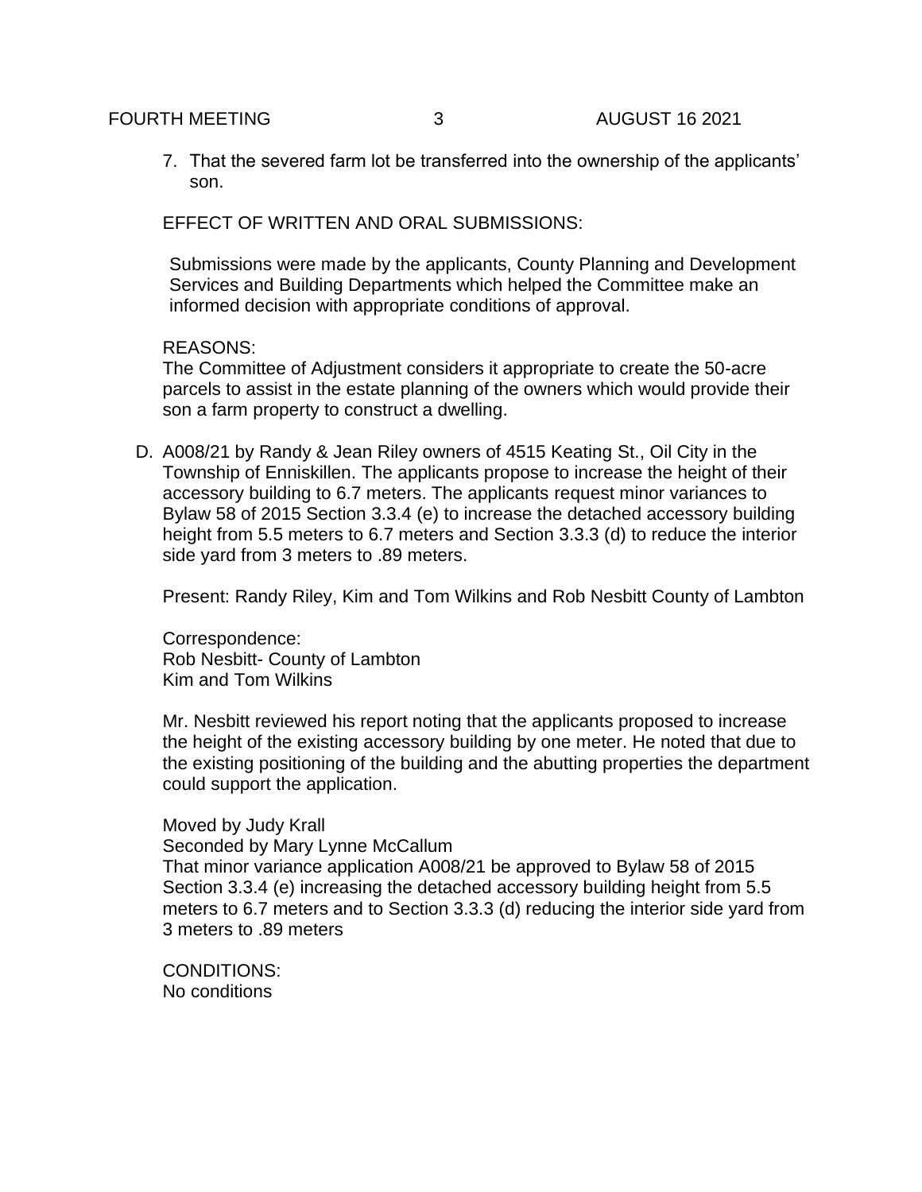7. That the severed farm lot be transferred into the ownership of the applicants' son.

EFFECT OF WRITTEN AND ORAL SUBMISSIONS:

Submissions were made by the applicants, County Planning and Development Services and Building Departments which helped the Committee make an informed decision with appropriate conditions of approval.

REASONS:
The Committee of Adjustment considers it appropriate to create the 50-acre parcels to assist in the estate planning of the owners which would provide their son a farm property to construct a dwelling.

D. A008/21 by Randy & Jean Riley owners of 4515 Keating St., Oil City in the Township of Enniskillen. The applicants propose to increase the height of their accessory building to 6.7 meters. The applicants request minor variances to Bylaw 58 of 2015 Section 3.3.4 (e) to increase the detached accessory building height from 5.5 meters to 6.7 meters and Section 3.3.3 (d) to reduce the interior side yard from 3 meters to .89 meters.

   Present: Randy Riley, Kim and Tom Wilkins and Rob Nesbitt County of Lambton

   Correspondence:
   Rob Nesbitt- County of Lambton
   Kim and Tom Wilkins

   Mr. Nesbitt reviewed his report noting that the applicants proposed to increase the height of the existing accessory building by one meter. He noted that due to the existing positioning of the building and the abutting properties the department could support the application.

   Moved by Judy Krall
   Seconded by Mary Lynne McCallum
   That minor variance application A008/21 be approved to Bylaw 58 of 2015 Section 3.3.4 (e) increasing the detached accessory building height from 5.5 meters to 6.7 meters and to Section 3.3.3 (d) reducing the interior side yard from 3 meters to .89 meters

   CONDITIONS:
   No conditions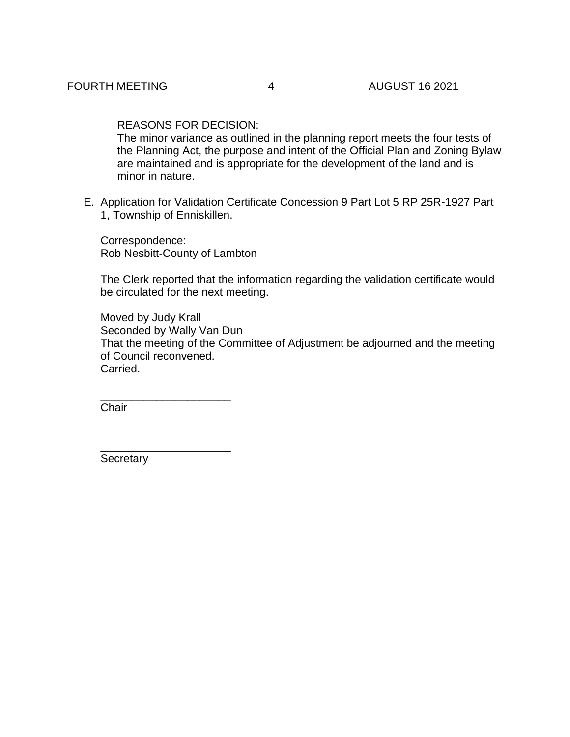REASONS FOR DECISION:
The minor variance as outlined in the planning report meets the four tests of the Planning Act, the purpose and intent of the Official Plan and Zoning Bylaw are maintained and is appropriate for the development of the land and is minor in nature.

E. Application for Validation Certificate Concession 9 Part Lot 5 RP 25R-1927 Part 1, Township of Enniskillen.

   Correspondence:
   Rob Nesbitt-County of Lambton

   The Clerk reported that the information regarding the validation certificate would be circulated for the next meeting.

   Moved by Judy Krall
   Seconded by Wally Van Dun
   That the meeting of the Committee of Adjustment be adjourned and the meeting of Council reconvened.
   Carried.

   _____________________
   Chair

   _____________________
   Secretary